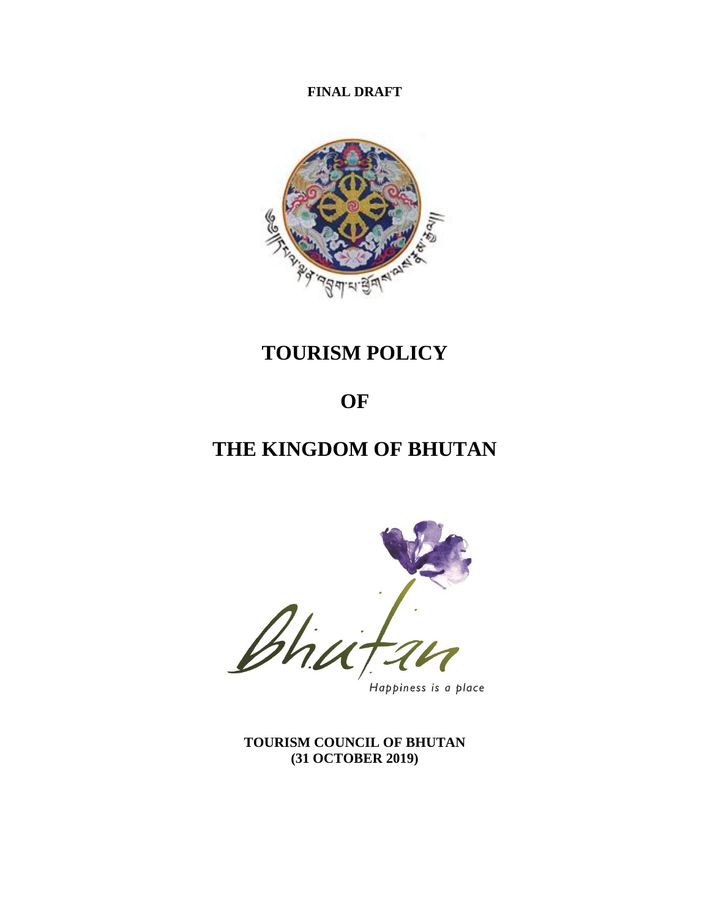**FINAL DRAFT**

# TOURISM POLICY

# OF

# THE KINGDOM OF BHUTAN

Happiness is a place

**TOURISM COUNCIL OF BHUTAN**
**(31 OCTOBER 2019)**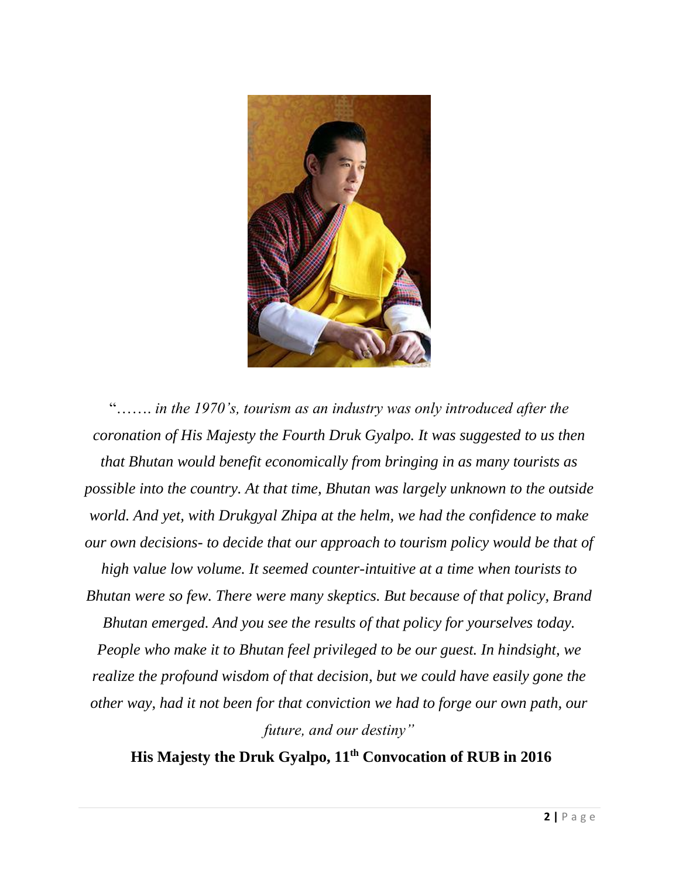"……. *in the 1970's, tourism as an industry was only introduced after the coronation of His Majesty the Fourth Druk Gyalpo. It was suggested to us then that Bhutan would benefit economically from bringing in as many tourists as possible into the country. At that time, Bhutan was largely unknown to the outside world. And yet, with Drukgyal Zhipa at the helm, we had the confidence to make our own decisions- to decide that our approach to tourism policy would be that of high value low volume. It seemed counter-intuitive at a time when tourists to Bhutan were so few. There were many skeptics. But because of that policy, Brand Bhutan emerged. And you see the results of that policy for yourselves today. People who make it to Bhutan feel privileged to be our guest. In hindsight, we realize the profound wisdom of that decision, but we could have easily gone the other way, had it not been for that conviction we had to forge our own path, our future, and our destiny"*

**His Majesty the Druk Gyalpo, 11th Convocation of RUB in 2016**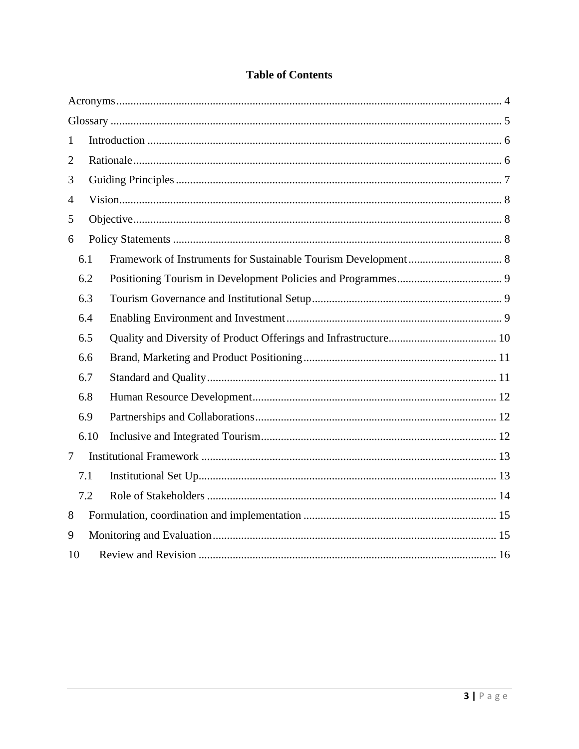# Table of Contents

Acronyms ..... 4

Glossary ..... 5

1 Introduction ..... 6

2 Rationale ..... 6

3 Guiding Principles ..... 7

4 Vision ..... 8

5 Objective ..... 8

6 Policy Statements ..... 8

- 6.1 Framework of Instruments for Sustainable Tourism Development ..... 8
- 6.2 Positioning Tourism in Development Policies and Programmes ..... 9
- 6.3 Tourism Governance and Institutional Setup ..... 9
- 6.4 Enabling Environment and Investment ..... 9
- 6.5 Quality and Diversity of Product Offerings and Infrastructure ..... 10
- 6.6 Brand, Marketing and Product Positioning ..... 11
- 6.7 Standard and Quality ..... 11
- 6.8 Human Resource Development ..... 12
- 6.9 Partnerships and Collaborations ..... 12
- 6.10 Inclusive and Integrated Tourism ..... 12

7 Institutional Framework ..... 13

- 7.1 Institutional Set Up ..... 13
- 7.2 Role of Stakeholders ..... 14

8 Formulation, coordination and implementation ..... 15

9 Monitoring and Evaluation ..... 15

10 Review and Revision ..... 16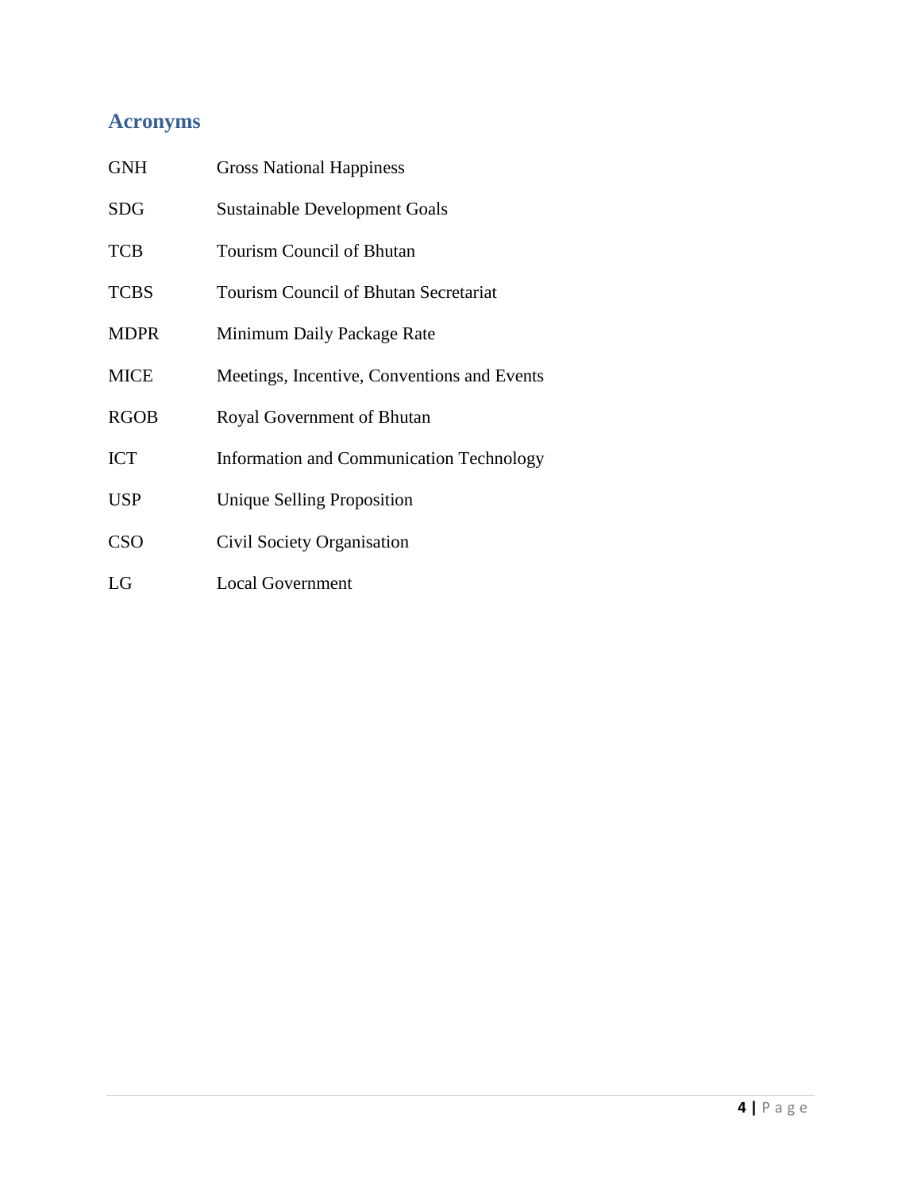## Acronyms

| | |
|---|---|
| GNH | Gross National Happiness |
| SDG | Sustainable Development Goals |
| TCB | Tourism Council of Bhutan |
| TCBS | Tourism Council of Bhutan Secretariat |
| MDPR | Minimum Daily Package Rate |
| MICE | Meetings, Incentive, Conventions and Events |
| RGOB | Royal Government of Bhutan |
| ICT | Information and Communication Technology |
| USP | Unique Selling Proposition |
| CSO | Civil Society Organisation |
| LG | Local Government |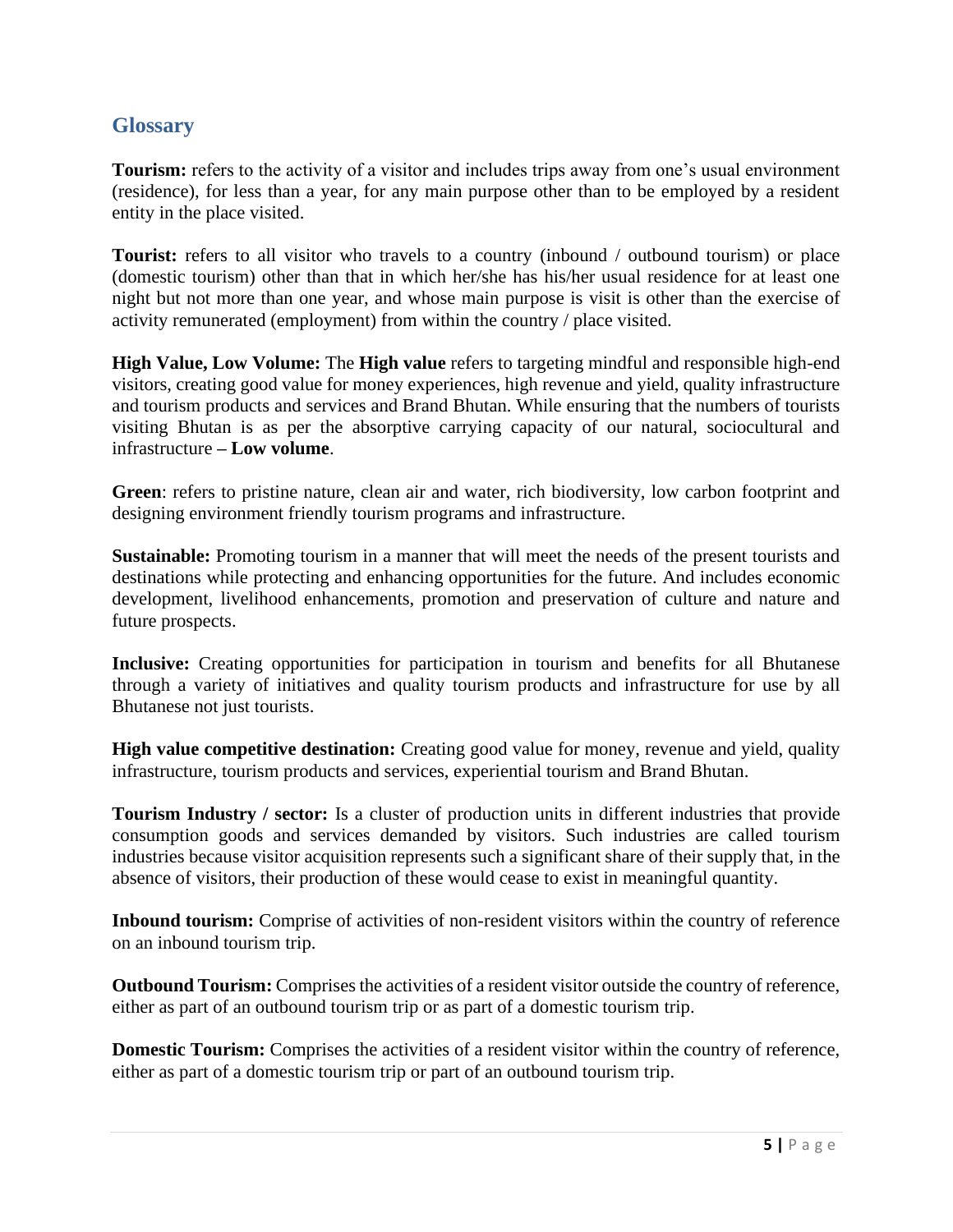## Glossary

**Tourism:** refers to the activity of a visitor and includes trips away from one's usual environment (residence), for less than a year, for any main purpose other than to be employed by a resident entity in the place visited.

**Tourist:** refers to all visitor who travels to a country (inbound / outbound tourism) or place (domestic tourism) other than that in which her/she has his/her usual residence for at least one night but not more than one year, and whose main purpose is visit is other than the exercise of activity remunerated (employment) from within the country / place visited.

**High Value, Low Volume:** The **High value** refers to targeting mindful and responsible high-end visitors, creating good value for money experiences, high revenue and yield, quality infrastructure and tourism products and services and Brand Bhutan. While ensuring that the numbers of tourists visiting Bhutan is as per the absorptive carrying capacity of our natural, sociocultural and infrastructure **– Low volume**.

**Green**: refers to pristine nature, clean air and water, rich biodiversity, low carbon footprint and designing environment friendly tourism programs and infrastructure.

**Sustainable:** Promoting tourism in a manner that will meet the needs of the present tourists and destinations while protecting and enhancing opportunities for the future. And includes economic development, livelihood enhancements, promotion and preservation of culture and nature and future prospects.

**Inclusive:** Creating opportunities for participation in tourism and benefits for all Bhutanese through a variety of initiatives and quality tourism products and infrastructure for use by all Bhutanese not just tourists.

**High value competitive destination:** Creating good value for money, revenue and yield, quality infrastructure, tourism products and services, experiential tourism and Brand Bhutan.

**Tourism Industry / sector:** Is a cluster of production units in different industries that provide consumption goods and services demanded by visitors. Such industries are called tourism industries because visitor acquisition represents such a significant share of their supply that, in the absence of visitors, their production of these would cease to exist in meaningful quantity.

**Inbound tourism:** Comprise of activities of non-resident visitors within the country of reference on an inbound tourism trip.

**Outbound Tourism:** Comprises the activities of a resident visitor outside the country of reference, either as part of an outbound tourism trip or as part of a domestic tourism trip.

**Domestic Tourism:** Comprises the activities of a resident visitor within the country of reference, either as part of a domestic tourism trip or part of an outbound tourism trip.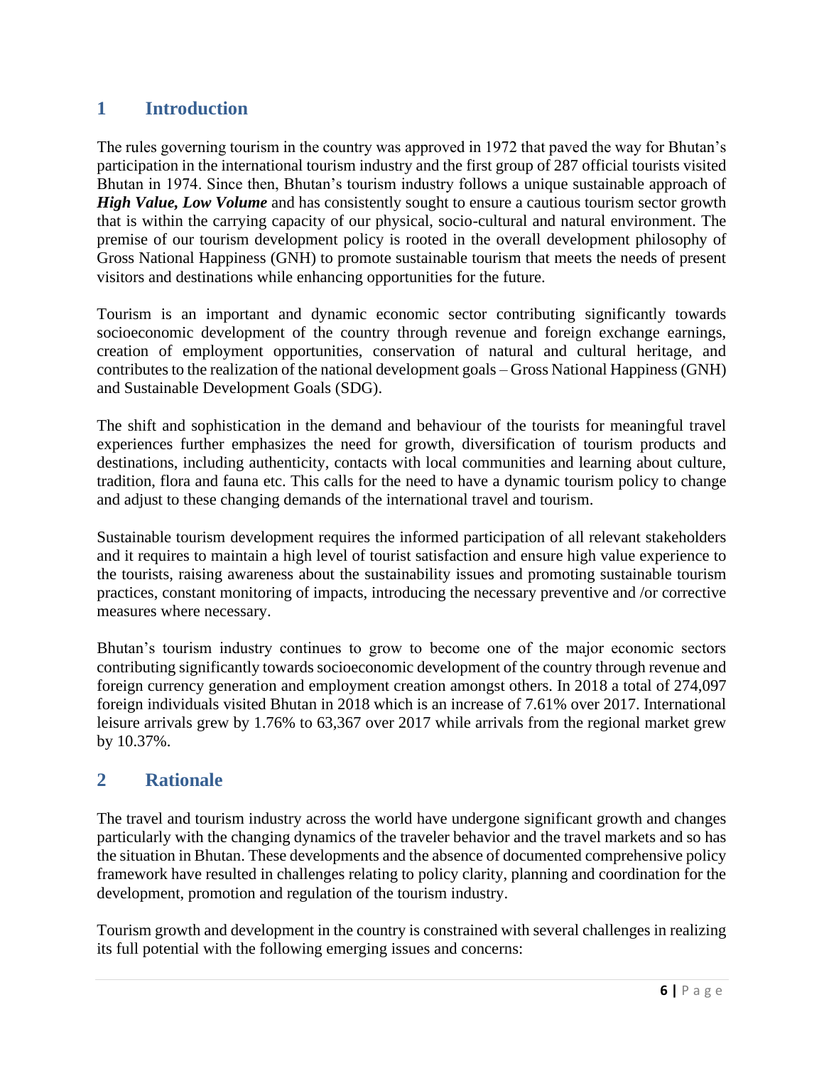# 1 Introduction

The rules governing tourism in the country was approved in 1972 that paved the way for Bhutan's participation in the international tourism industry and the first group of 287 official tourists visited Bhutan in 1974. Since then, Bhutan's tourism industry follows a unique sustainable approach of ***High Value, Low Volume*** and has consistently sought to ensure a cautious tourism sector growth that is within the carrying capacity of our physical, socio-cultural and natural environment. The premise of our tourism development policy is rooted in the overall development philosophy of Gross National Happiness (GNH) to promote sustainable tourism that meets the needs of present visitors and destinations while enhancing opportunities for the future.

Tourism is an important and dynamic economic sector contributing significantly towards socioeconomic development of the country through revenue and foreign exchange earnings, creation of employment opportunities, conservation of natural and cultural heritage, and contributes to the realization of the national development goals – Gross National Happiness (GNH) and Sustainable Development Goals (SDG).

The shift and sophistication in the demand and behaviour of the tourists for meaningful travel experiences further emphasizes the need for growth, diversification of tourism products and destinations, including authenticity, contacts with local communities and learning about culture, tradition, flora and fauna etc. This calls for the need to have a dynamic tourism policy to change and adjust to these changing demands of the international travel and tourism.

Sustainable tourism development requires the informed participation of all relevant stakeholders and it requires to maintain a high level of tourist satisfaction and ensure high value experience to the tourists, raising awareness about the sustainability issues and promoting sustainable tourism practices, constant monitoring of impacts, introducing the necessary preventive and /or corrective measures where necessary.

Bhutan's tourism industry continues to grow to become one of the major economic sectors contributing significantly towards socioeconomic development of the country through revenue and foreign currency generation and employment creation amongst others. In 2018 a total of 274,097 foreign individuals visited Bhutan in 2018 which is an increase of 7.61% over 2017. International leisure arrivals grew by 1.76% to 63,367 over 2017 while arrivals from the regional market grew by 10.37%.

# 2 Rationale

The travel and tourism industry across the world have undergone significant growth and changes particularly with the changing dynamics of the traveler behavior and the travel markets and so has the situation in Bhutan. These developments and the absence of documented comprehensive policy framework have resulted in challenges relating to policy clarity, planning and coordination for the development, promotion and regulation of the tourism industry.

Tourism growth and development in the country is constrained with several challenges in realizing its full potential with the following emerging issues and concerns: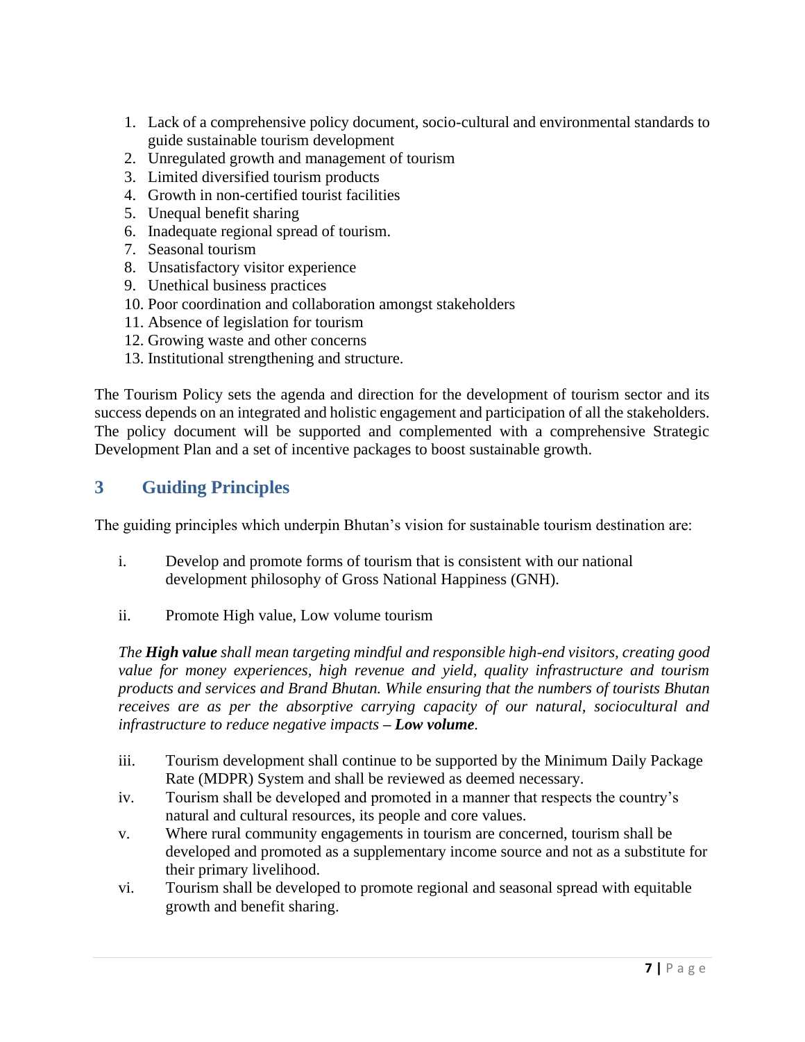1. Lack of a comprehensive policy document, socio-cultural and environmental standards to guide sustainable tourism development
2. Unregulated growth and management of tourism
3. Limited diversified tourism products
4. Growth in non-certified tourist facilities
5. Unequal benefit sharing
6. Inadequate regional spread of tourism.
7. Seasonal tourism
8. Unsatisfactory visitor experience
9. Unethical business practices
10. Poor coordination and collaboration amongst stakeholders
11. Absence of legislation for tourism
12. Growing waste and other concerns
13. Institutional strengthening and structure.

The Tourism Policy sets the agenda and direction for the development of tourism sector and its success depends on an integrated and holistic engagement and participation of all the stakeholders. The policy document will be supported and complemented with a comprehensive Strategic Development Plan and a set of incentive packages to boost sustainable growth.

## 3 Guiding Principles

The guiding principles which underpin Bhutan's vision for sustainable tourism destination are:

i. Develop and promote forms of tourism that is consistent with our national development philosophy of Gross National Happiness (GNH).

ii. Promote High value, Low volume tourism

*The **High value** shall mean targeting mindful and responsible high-end visitors, creating good value for money experiences, high revenue and yield, quality infrastructure and tourism products and services and Brand Bhutan. While ensuring that the numbers of tourists Bhutan receives are as per the absorptive carrying capacity of our natural, sociocultural and infrastructure to reduce negative impacts – **Low volume**.*

iii. Tourism development shall continue to be supported by the Minimum Daily Package Rate (MDPR) System and shall be reviewed as deemed necessary.

iv. Tourism shall be developed and promoted in a manner that respects the country's natural and cultural resources, its people and core values.

v. Where rural community engagements in tourism are concerned, tourism shall be developed and promoted as a supplementary income source and not as a substitute for their primary livelihood.

vi. Tourism shall be developed to promote regional and seasonal spread with equitable growth and benefit sharing.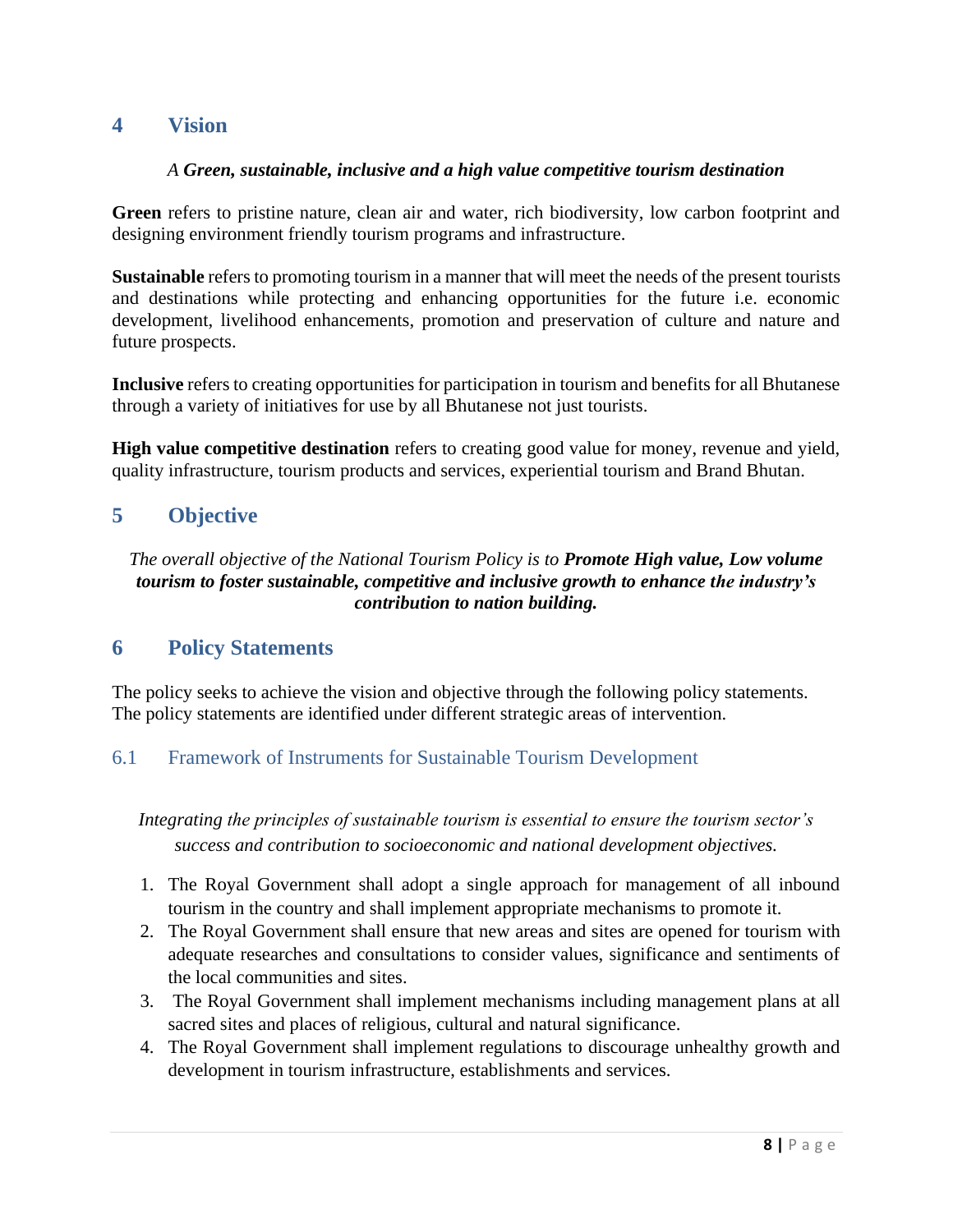# 4 Vision

*A **Green, sustainable, inclusive and a high value competitive tourism destination***

**Green** refers to pristine nature, clean air and water, rich biodiversity, low carbon footprint and designing environment friendly tourism programs and infrastructure.

**Sustainable** refers to promoting tourism in a manner that will meet the needs of the present tourists and destinations while protecting and enhancing opportunities for the future i.e. economic development, livelihood enhancements, promotion and preservation of culture and nature and future prospects.

**Inclusive** refers to creating opportunities for participation in tourism and benefits for all Bhutanese through a variety of initiatives for use by all Bhutanese not just tourists.

**High value competitive destination** refers to creating good value for money, revenue and yield, quality infrastructure, tourism products and services, experiential tourism and Brand Bhutan.

# 5 Objective

*The overall objective of the National Tourism Policy is to **Promote High value, Low volume tourism to foster sustainable, competitive and inclusive growth to enhance the industry's contribution to nation building.***

# 6 Policy Statements

The policy seeks to achieve the vision and objective through the following policy statements. The policy statements are identified under different strategic areas of intervention.

## 6.1 Framework of Instruments for Sustainable Tourism Development

*Integrating the principles of sustainable tourism is essential to ensure the tourism sector's success and contribution to socioeconomic and national development objectives.*

1. The Royal Government shall adopt a single approach for management of all inbound tourism in the country and shall implement appropriate mechanisms to promote it.
2. The Royal Government shall ensure that new areas and sites are opened for tourism with adequate researches and consultations to consider values, significance and sentiments of the local communities and sites.
3. The Royal Government shall implement mechanisms including management plans at all sacred sites and places of religious, cultural and natural significance.
4. The Royal Government shall implement regulations to discourage unhealthy growth and development in tourism infrastructure, establishments and services.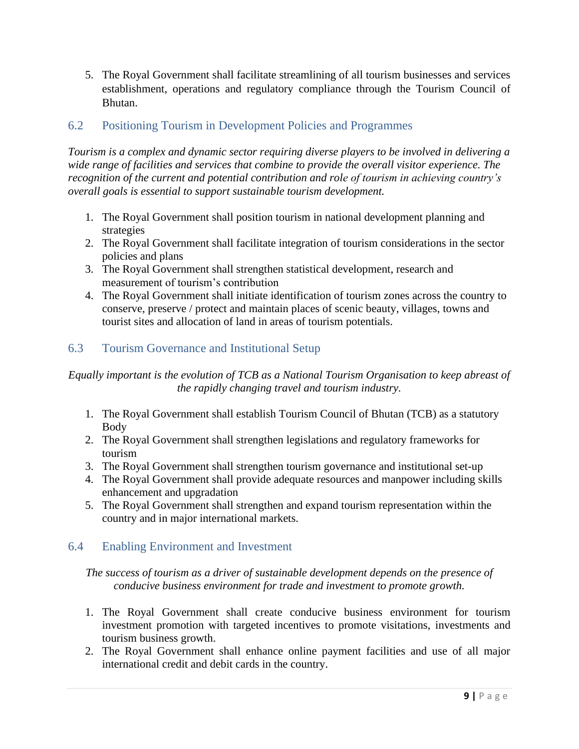5. The Royal Government shall facilitate streamlining of all tourism businesses and services establishment, operations and regulatory compliance through the Tourism Council of Bhutan.

## 6.2 Positioning Tourism in Development Policies and Programmes

*Tourism is a complex and dynamic sector requiring diverse players to be involved in delivering a wide range of facilities and services that combine to provide the overall visitor experience. The recognition of the current and potential contribution and role of tourism in achieving country's overall goals is essential to support sustainable tourism development.*

1. The Royal Government shall position tourism in national development planning and strategies
2. The Royal Government shall facilitate integration of tourism considerations in the sector policies and plans
3. The Royal Government shall strengthen statistical development, research and measurement of tourism's contribution
4. The Royal Government shall initiate identification of tourism zones across the country to conserve, preserve / protect and maintain places of scenic beauty, villages, towns and tourist sites and allocation of land in areas of tourism potentials.

## 6.3 Tourism Governance and Institutional Setup

*Equally important is the evolution of TCB as a National Tourism Organisation to keep abreast of the rapidly changing travel and tourism industry.*

1. The Royal Government shall establish Tourism Council of Bhutan (TCB) as a statutory Body
2. The Royal Government shall strengthen legislations and regulatory frameworks for tourism
3. The Royal Government shall strengthen tourism governance and institutional set-up
4. The Royal Government shall provide adequate resources and manpower including skills enhancement and upgradation
5. The Royal Government shall strengthen and expand tourism representation within the country and in major international markets.

## 6.4 Enabling Environment and Investment

*The success of tourism as a driver of sustainable development depends on the presence of conducive business environment for trade and investment to promote growth.*

1. The Royal Government shall create conducive business environment for tourism investment promotion with targeted incentives to promote visitations, investments and tourism business growth.
2. The Royal Government shall enhance online payment facilities and use of all major international credit and debit cards in the country.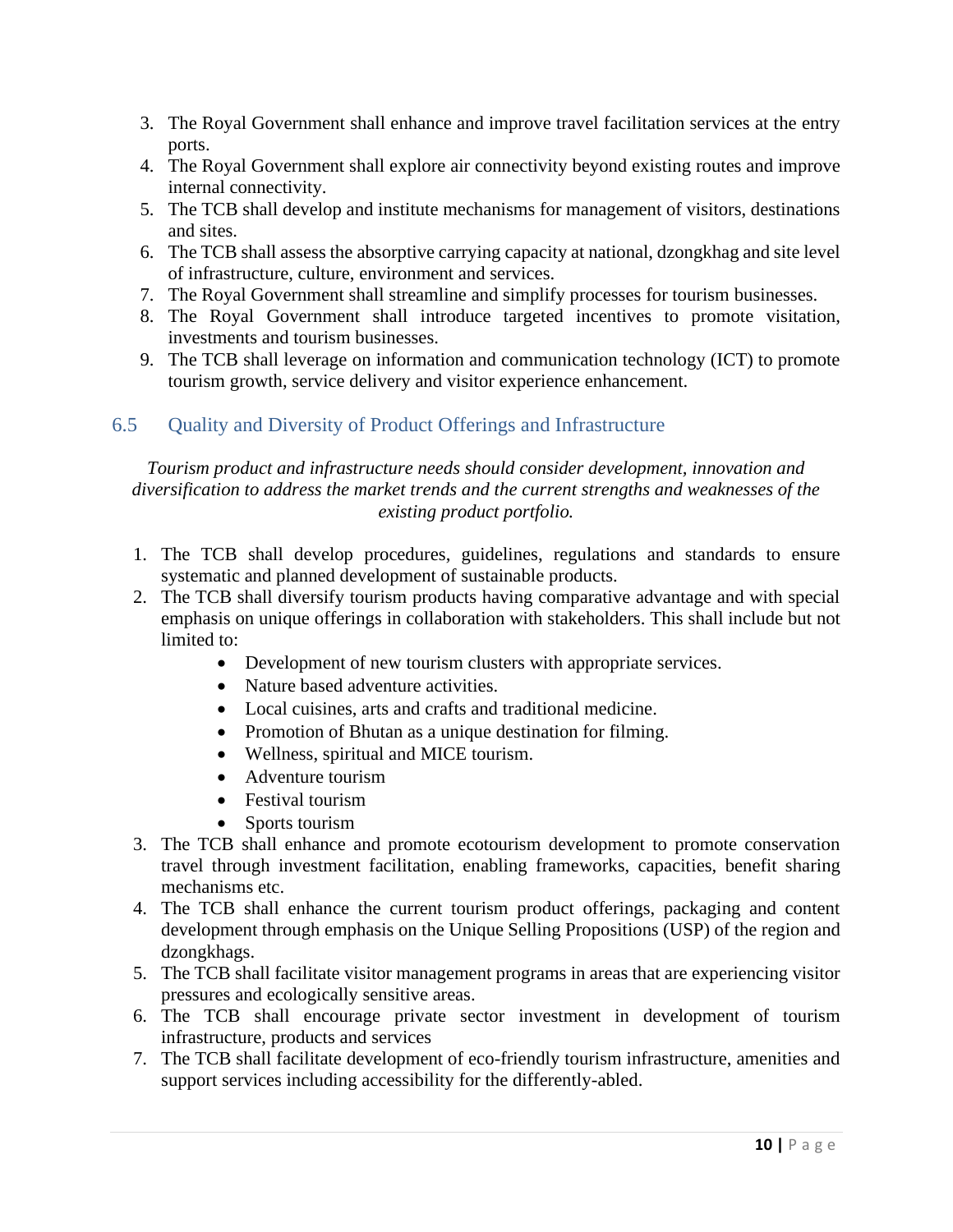3. The Royal Government shall enhance and improve travel facilitation services at the entry ports.
4. The Royal Government shall explore air connectivity beyond existing routes and improve internal connectivity.
5. The TCB shall develop and institute mechanisms for management of visitors, destinations and sites.
6. The TCB shall assess the absorptive carrying capacity at national, dzongkhag and site level of infrastructure, culture, environment and services.
7. The Royal Government shall streamline and simplify processes for tourism businesses.
8. The Royal Government shall introduce targeted incentives to promote visitation, investments and tourism businesses.
9. The TCB shall leverage on information and communication technology (ICT) to promote tourism growth, service delivery and visitor experience enhancement.

## 6.5 Quality and Diversity of Product Offerings and Infrastructure

*Tourism product and infrastructure needs should consider development, innovation and diversification to address the market trends and the current strengths and weaknesses of the existing product portfolio.*

1. The TCB shall develop procedures, guidelines, regulations and standards to ensure systematic and planned development of sustainable products.
2. The TCB shall diversify tourism products having comparative advantage and with special emphasis on unique offerings in collaboration with stakeholders. This shall include but not limited to:
    - Development of new tourism clusters with appropriate services.
    - Nature based adventure activities.
    - Local cuisines, arts and crafts and traditional medicine.
    - Promotion of Bhutan as a unique destination for filming.
    - Wellness, spiritual and MICE tourism.
    - Adventure tourism
    - Festival tourism
    - Sports tourism
3. The TCB shall enhance and promote ecotourism development to promote conservation travel through investment facilitation, enabling frameworks, capacities, benefit sharing mechanisms etc.
4. The TCB shall enhance the current tourism product offerings, packaging and content development through emphasis on the Unique Selling Propositions (USP) of the region and dzongkhags.
5. The TCB shall facilitate visitor management programs in areas that are experiencing visitor pressures and ecologically sensitive areas.
6. The TCB shall encourage private sector investment in development of tourism infrastructure, products and services
7. The TCB shall facilitate development of eco-friendly tourism infrastructure, amenities and support services including accessibility for the differently-abled.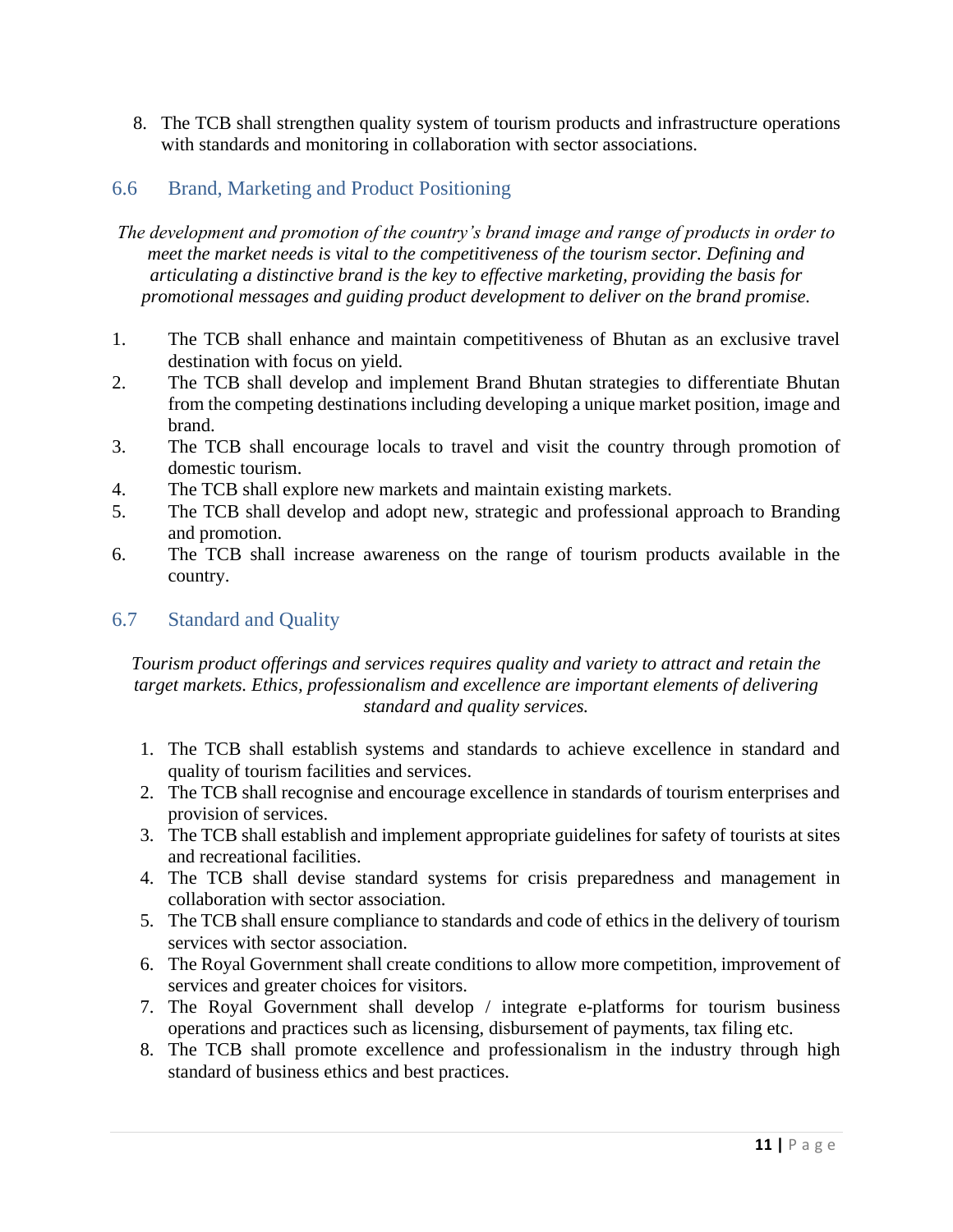8. The TCB shall strengthen quality system of tourism products and infrastructure operations with standards and monitoring in collaboration with sector associations.

## 6.6 Brand, Marketing and Product Positioning

*The development and promotion of the country's brand image and range of products in order to meet the market needs is vital to the competitiveness of the tourism sector. Defining and articulating a distinctive brand is the key to effective marketing, providing the basis for promotional messages and guiding product development to deliver on the brand promise.*

1. The TCB shall enhance and maintain competitiveness of Bhutan as an exclusive travel destination with focus on yield.
2. The TCB shall develop and implement Brand Bhutan strategies to differentiate Bhutan from the competing destinations including developing a unique market position, image and brand.
3. The TCB shall encourage locals to travel and visit the country through promotion of domestic tourism.
4. The TCB shall explore new markets and maintain existing markets.
5. The TCB shall develop and adopt new, strategic and professional approach to Branding and promotion.
6. The TCB shall increase awareness on the range of tourism products available in the country.

## 6.7 Standard and Quality

*Tourism product offerings and services requires quality and variety to attract and retain the target markets. Ethics, professionalism and excellence are important elements of delivering standard and quality services.*

1. The TCB shall establish systems and standards to achieve excellence in standard and quality of tourism facilities and services.
2. The TCB shall recognise and encourage excellence in standards of tourism enterprises and provision of services.
3. The TCB shall establish and implement appropriate guidelines for safety of tourists at sites and recreational facilities.
4. The TCB shall devise standard systems for crisis preparedness and management in collaboration with sector association.
5. The TCB shall ensure compliance to standards and code of ethics in the delivery of tourism services with sector association.
6. The Royal Government shall create conditions to allow more competition, improvement of services and greater choices for visitors.
7. The Royal Government shall develop / integrate e-platforms for tourism business operations and practices such as licensing, disbursement of payments, tax filing etc.
8. The TCB shall promote excellence and professionalism in the industry through high standard of business ethics and best practices.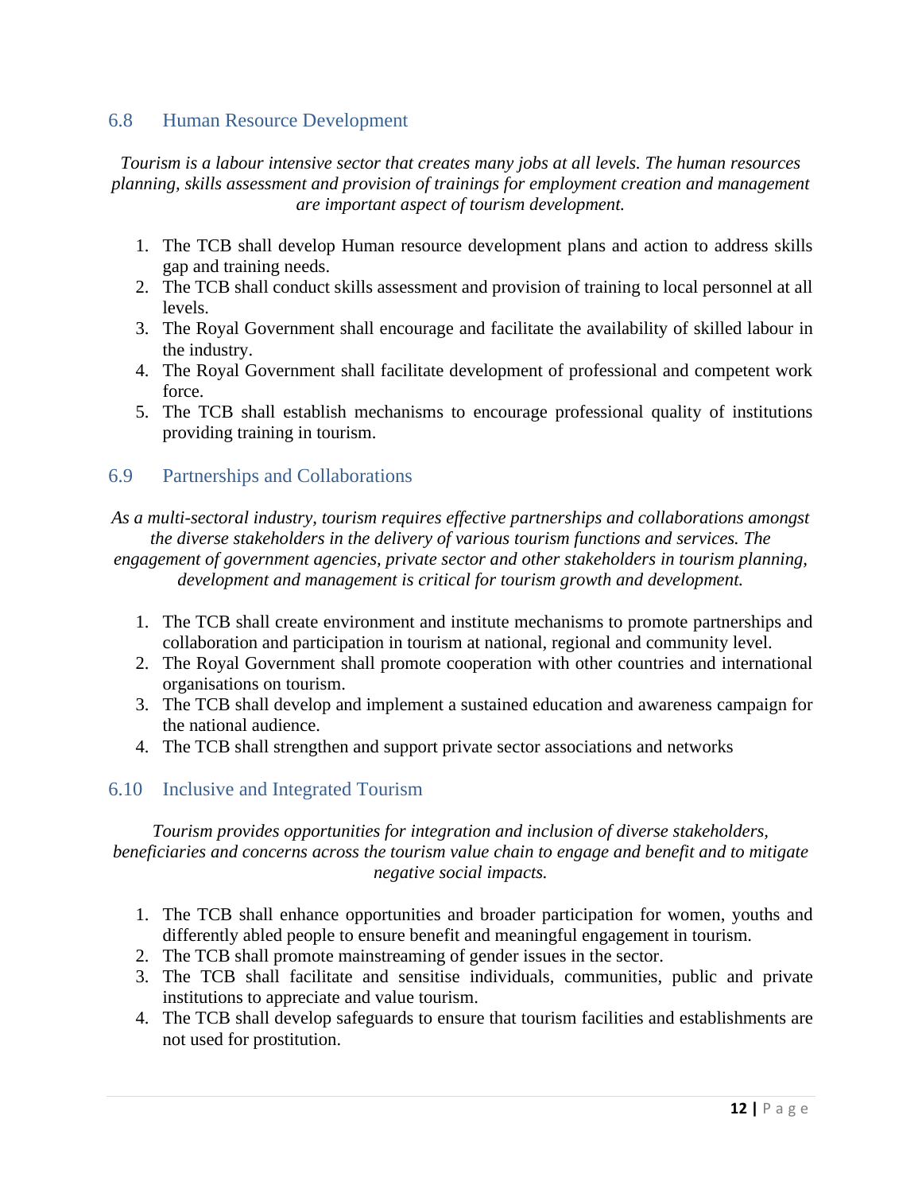## 6.8 Human Resource Development

*Tourism is a labour intensive sector that creates many jobs at all levels. The human resources planning, skills assessment and provision of trainings for employment creation and management are important aspect of tourism development.*

1. The TCB shall develop Human resource development plans and action to address skills gap and training needs.
2. The TCB shall conduct skills assessment and provision of training to local personnel at all levels.
3. The Royal Government shall encourage and facilitate the availability of skilled labour in the industry.
4. The Royal Government shall facilitate development of professional and competent work force.
5. The TCB shall establish mechanisms to encourage professional quality of institutions providing training in tourism.

## 6.9 Partnerships and Collaborations

*As a multi-sectoral industry, tourism requires effective partnerships and collaborations amongst the diverse stakeholders in the delivery of various tourism functions and services. The engagement of government agencies, private sector and other stakeholders in tourism planning, development and management is critical for tourism growth and development.*

1. The TCB shall create environment and institute mechanisms to promote partnerships and collaboration and participation in tourism at national, regional and community level.
2. The Royal Government shall promote cooperation with other countries and international organisations on tourism.
3. The TCB shall develop and implement a sustained education and awareness campaign for the national audience.
4. The TCB shall strengthen and support private sector associations and networks

## 6.10 Inclusive and Integrated Tourism

*Tourism provides opportunities for integration and inclusion of diverse stakeholders, beneficiaries and concerns across the tourism value chain to engage and benefit and to mitigate negative social impacts.*

1. The TCB shall enhance opportunities and broader participation for women, youths and differently abled people to ensure benefit and meaningful engagement in tourism.
2. The TCB shall promote mainstreaming of gender issues in the sector.
3. The TCB shall facilitate and sensitise individuals, communities, public and private institutions to appreciate and value tourism.
4. The TCB shall develop safeguards to ensure that tourism facilities and establishments are not used for prostitution.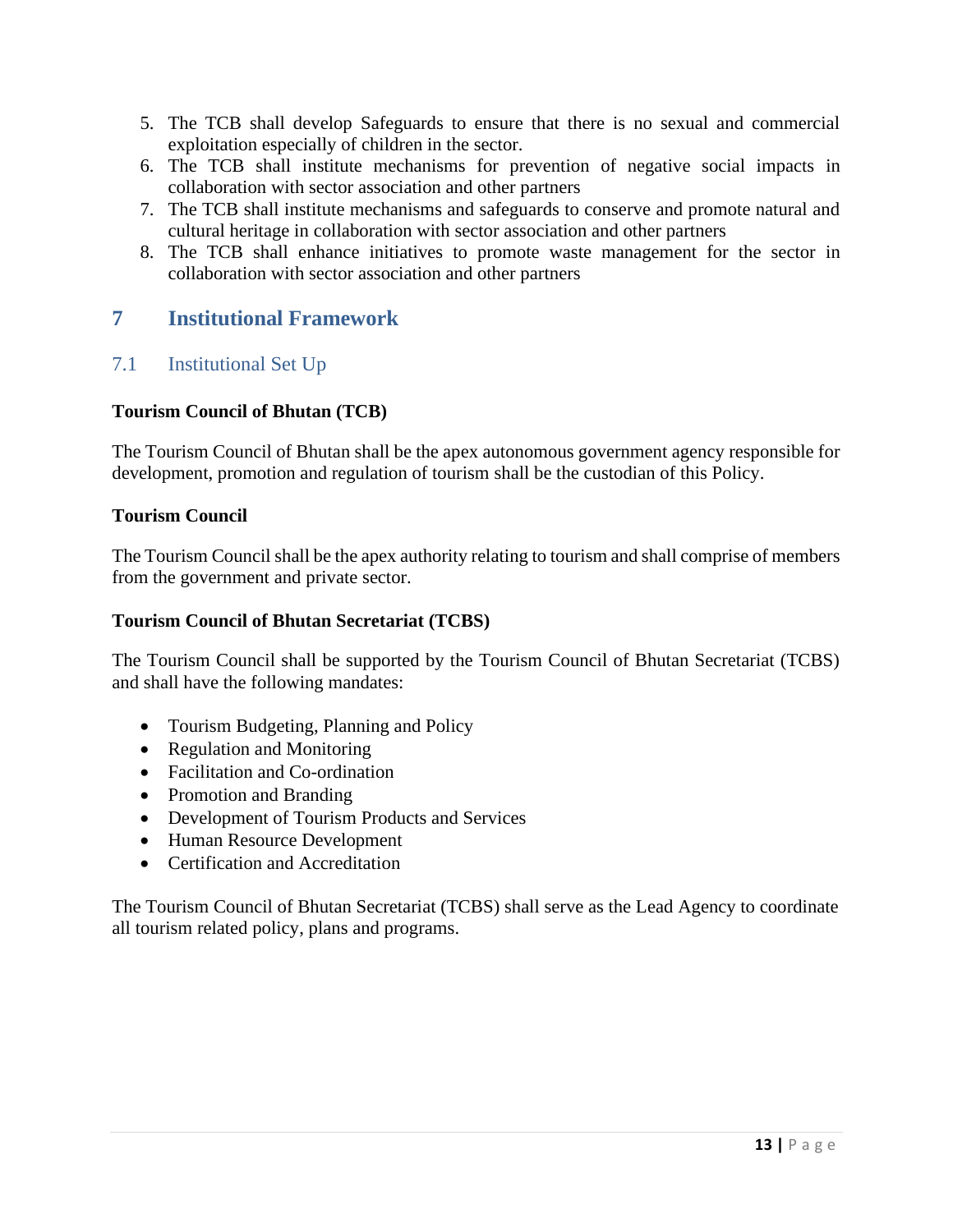5. The TCB shall develop Safeguards to ensure that there is no sexual and commercial exploitation especially of children in the sector.
6. The TCB shall institute mechanisms for prevention of negative social impacts in collaboration with sector association and other partners
7. The TCB shall institute mechanisms and safeguards to conserve and promote natural and cultural heritage in collaboration with sector association and other partners
8. The TCB shall enhance initiatives to promote waste management for the sector in collaboration with sector association and other partners

# 7 Institutional Framework

## 7.1 Institutional Set Up

**Tourism Council of Bhutan (TCB)**

The Tourism Council of Bhutan shall be the apex autonomous government agency responsible for development, promotion and regulation of tourism shall be the custodian of this Policy.

**Tourism Council**

The Tourism Council shall be the apex authority relating to tourism and shall comprise of members from the government and private sector.

**Tourism Council of Bhutan Secretariat (TCBS)**

The Tourism Council shall be supported by the Tourism Council of Bhutan Secretariat (TCBS) and shall have the following mandates:

- Tourism Budgeting, Planning and Policy
- Regulation and Monitoring
- Facilitation and Co-ordination
- Promotion and Branding
- Development of Tourism Products and Services
- Human Resource Development
- Certification and Accreditation

The Tourism Council of Bhutan Secretariat (TCBS) shall serve as the Lead Agency to coordinate all tourism related policy, plans and programs.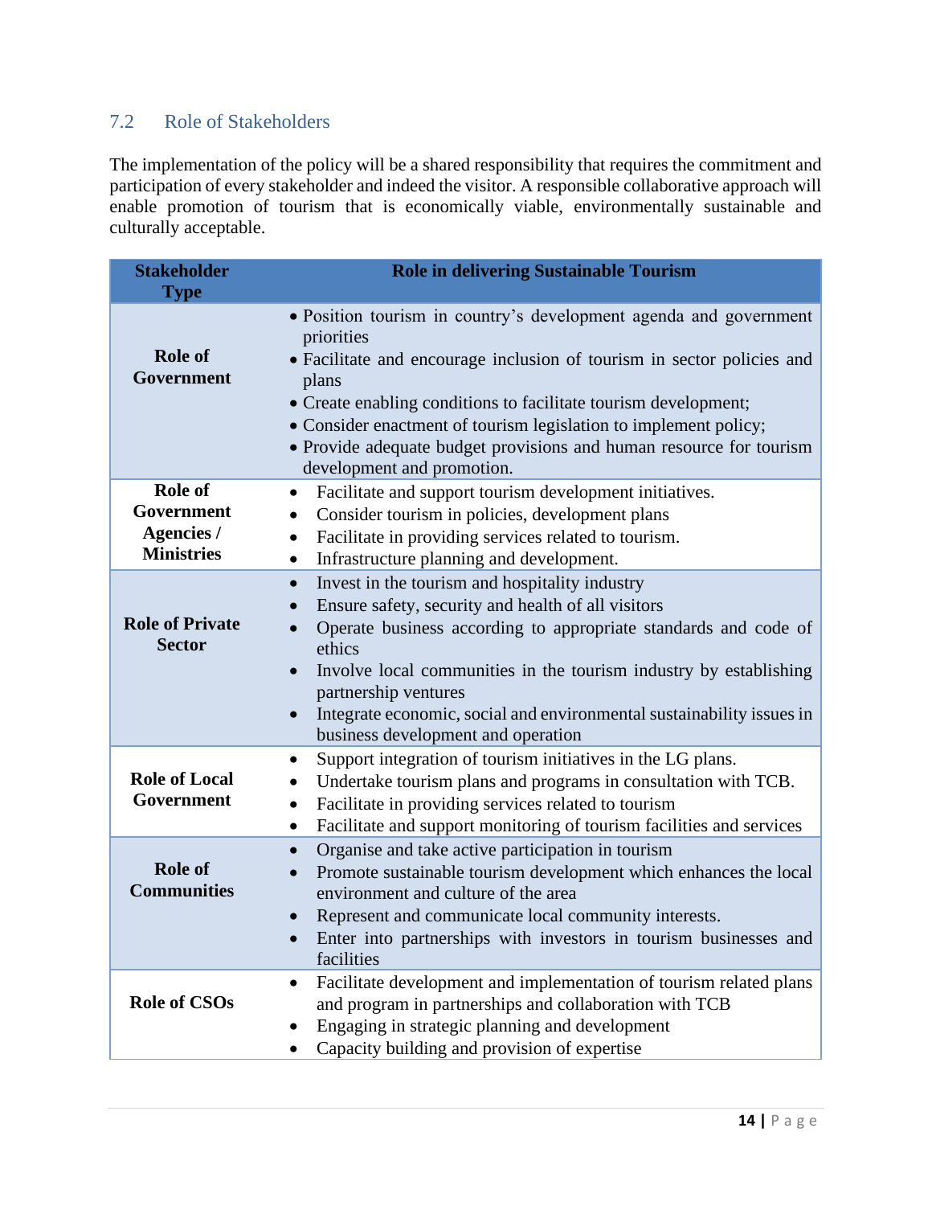## 7.2 Role of Stakeholders

The implementation of the policy will be a shared responsibility that requires the commitment and participation of every stakeholder and indeed the visitor. A responsible collaborative approach will enable promotion of tourism that is economically viable, environmentally sustainable and culturally acceptable.

| Stakeholder Type | Role in delivering Sustainable Tourism |
|---|---|
| **Role of Government** | • Position tourism in country's development agenda and government priorities<br>• Facilitate and encourage inclusion of tourism in sector policies and plans<br>• Create enabling conditions to facilitate tourism development;<br>• Consider enactment of tourism legislation to implement policy;<br>• Provide adequate budget provisions and human resource for tourism development and promotion. |
| **Role of Government Agencies / Ministries** | • Facilitate and support tourism development initiatives.<br>• Consider tourism in policies, development plans<br>• Facilitate in providing services related to tourism.<br>• Infrastructure planning and development. |
| **Role of Private Sector** | • Invest in the tourism and hospitality industry<br>• Ensure safety, security and health of all visitors<br>• Operate business according to appropriate standards and code of ethics<br>• Involve local communities in the tourism industry by establishing partnership ventures<br>• Integrate economic, social and environmental sustainability issues in business development and operation |
| **Role of Local Government** | • Support integration of tourism initiatives in the LG plans.<br>• Undertake tourism plans and programs in consultation with TCB.<br>• Facilitate in providing services related to tourism<br>• Facilitate and support monitoring of tourism facilities and services |
| **Role of Communities** | • Organise and take active participation in tourism<br>• Promote sustainable tourism development which enhances the local environment and culture of the area<br>• Represent and communicate local community interests.<br>• Enter into partnerships with investors in tourism businesses and facilities |
| **Role of CSOs** | • Facilitate development and implementation of tourism related plans and program in partnerships and collaboration with TCB<br>• Engaging in strategic planning and development<br>• Capacity building and provision of expertise |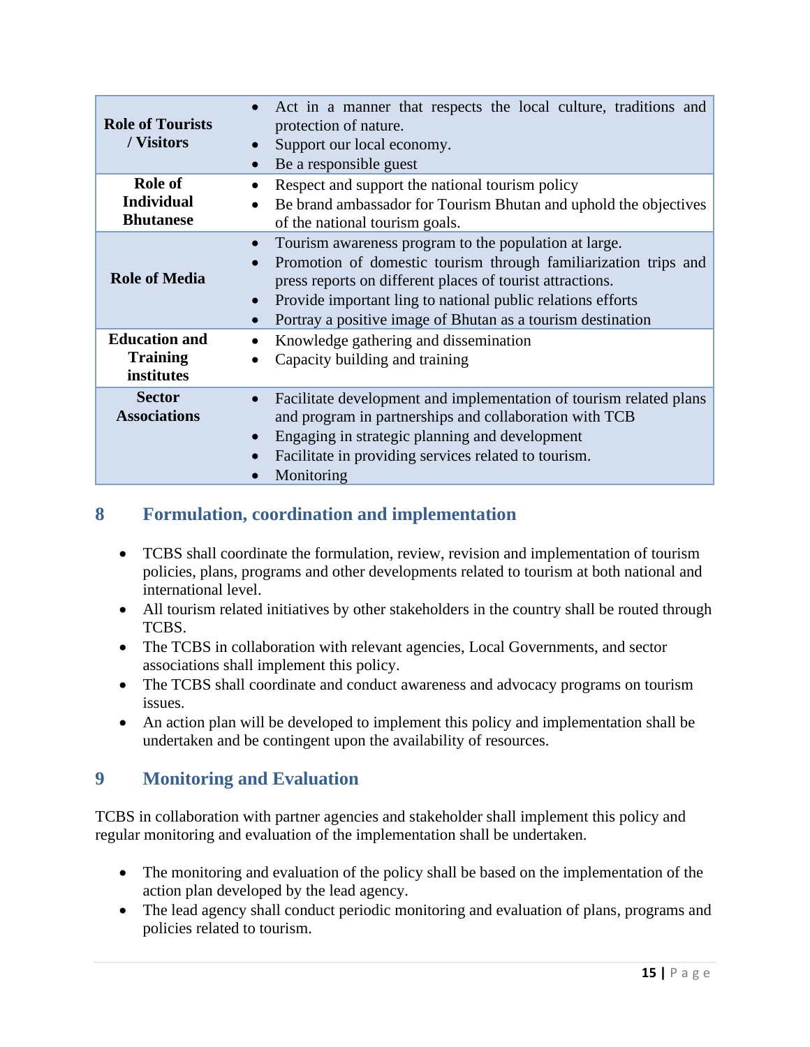| | |
|---|---|
| **Role of Tourists / Visitors** | • Act in a manner that respects the local culture, traditions and protection of nature.<br>• Support our local economy.<br>• Be a responsible guest |
| **Role of Individual Bhutanese** | • Respect and support the national tourism policy<br>• Be brand ambassador for Tourism Bhutan and uphold the objectives of the national tourism goals. |
| **Role of Media** | • Tourism awareness program to the population at large.<br>• Promotion of domestic tourism through familiarization trips and press reports on different places of tourist attractions.<br>• Provide important ling to national public relations efforts<br>• Portray a positive image of Bhutan as a tourism destination |
| **Education and Training institutes** | • Knowledge gathering and dissemination<br>• Capacity building and training |
| **Sector Associations** | • Facilitate development and implementation of tourism related plans and program in partnerships and collaboration with TCB<br>• Engaging in strategic planning and development<br>• Facilitate in providing services related to tourism.<br>• Monitoring |

## 8 Formulation, coordination and implementation

- TCBS shall coordinate the formulation, review, revision and implementation of tourism policies, plans, programs and other developments related to tourism at both national and international level.
- All tourism related initiatives by other stakeholders in the country shall be routed through TCBS.
- The TCBS in collaboration with relevant agencies, Local Governments, and sector associations shall implement this policy.
- The TCBS shall coordinate and conduct awareness and advocacy programs on tourism issues.
- An action plan will be developed to implement this policy and implementation shall be undertaken and be contingent upon the availability of resources.

## 9 Monitoring and Evaluation

TCBS in collaboration with partner agencies and stakeholder shall implement this policy and regular monitoring and evaluation of the implementation shall be undertaken.

- The monitoring and evaluation of the policy shall be based on the implementation of the action plan developed by the lead agency.
- The lead agency shall conduct periodic monitoring and evaluation of plans, programs and policies related to tourism.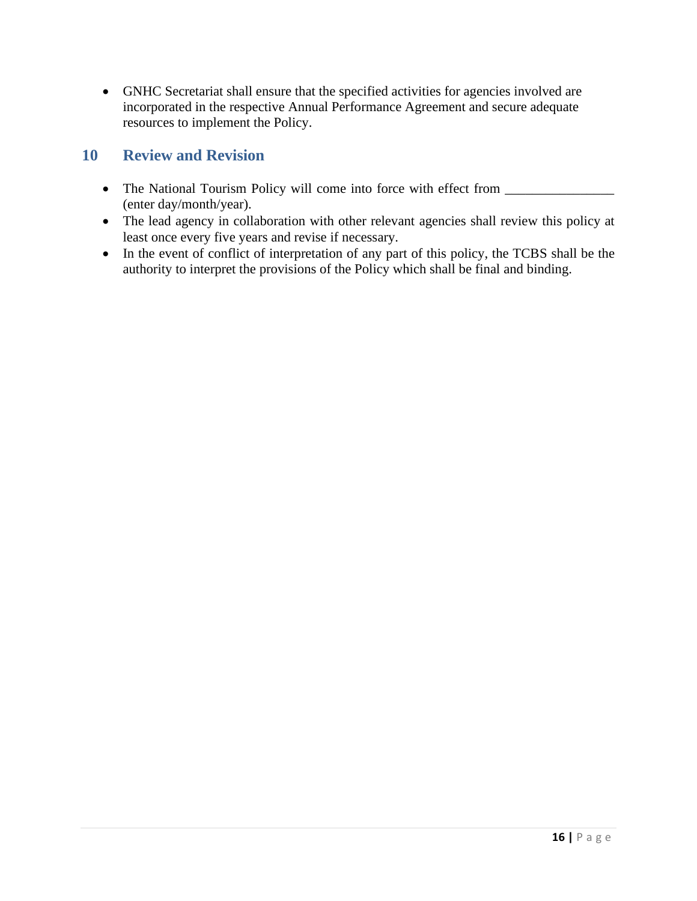- GNHC Secretariat shall ensure that the specified activities for agencies involved are incorporated in the respective Annual Performance Agreement and secure adequate resources to implement the Policy.

## 10 Review and Revision

- The National Tourism Policy will come into force with effect from ________________ (enter day/month/year).
- The lead agency in collaboration with other relevant agencies shall review this policy at least once every five years and revise if necessary.
- In the event of conflict of interpretation of any part of this policy, the TCBS shall be the authority to interpret the provisions of the Policy which shall be final and binding.